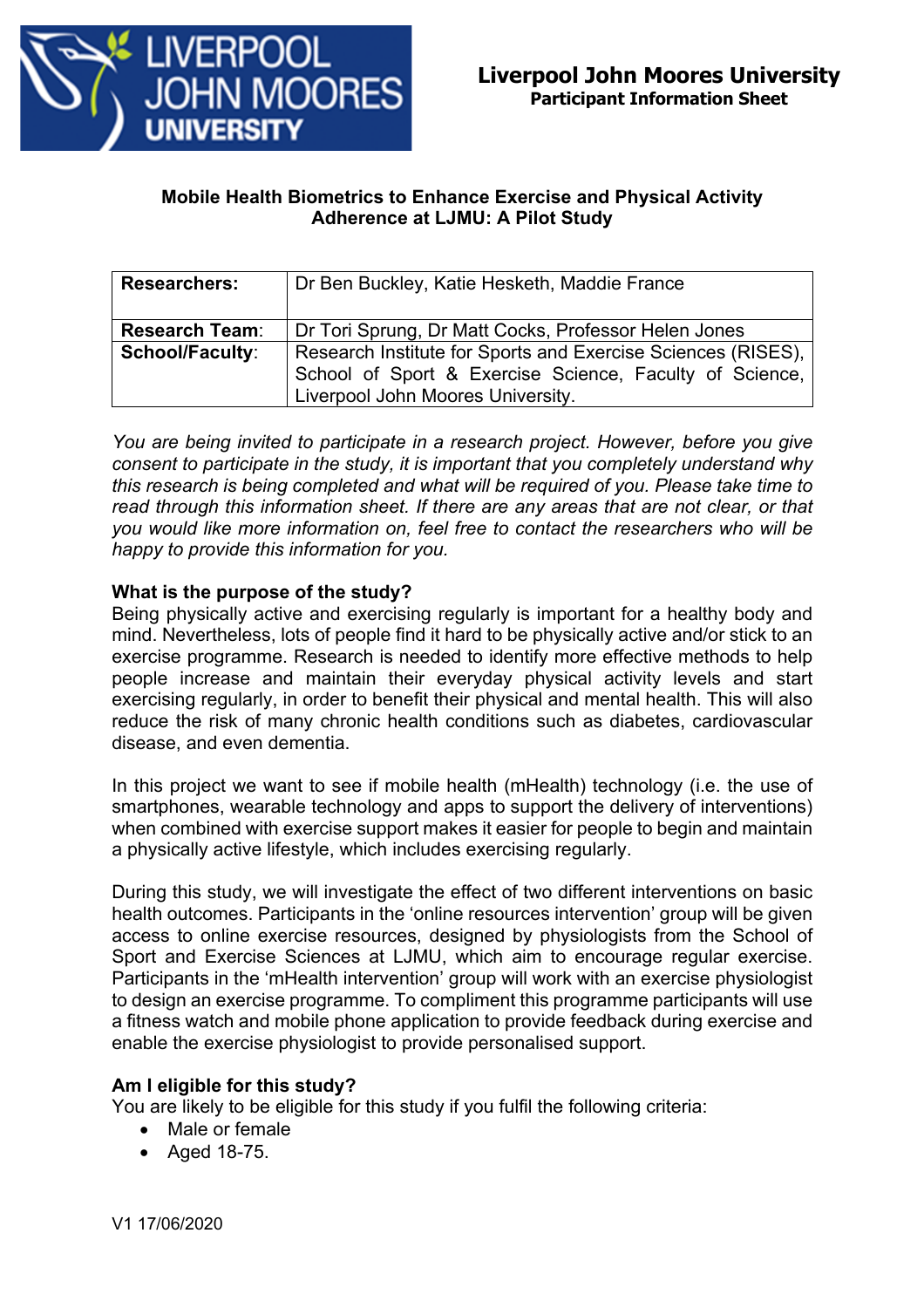**Liverpool John Moores University**
**Participant Information Sheet**

# Mobile Health Biometrics to Enhance Exercise and Physical Activity Adherence at LJMU: A Pilot Study

| | |
|---|---|
| **Researchers:** | Dr Ben Buckley, Katie Hesketh, Maddie France |
| **Research Team**: | Dr Tori Sprung, Dr Matt Cocks, Professor Helen Jones |
| **School/Faculty**: | Research Institute for Sports and Exercise Sciences (RISES), School of Sport & Exercise Science, Faculty of Science, Liverpool John Moores University. |

*You are being invited to participate in a research project. However, before you give consent to participate in the study, it is important that you completely understand why this research is being completed and what will be required of you. Please take time to read through this information sheet. If there are any areas that are not clear, or that you would like more information on, feel free to contact the researchers who will be happy to provide this information for you.*

## What is the purpose of the study?

Being physically active and exercising regularly is important for a healthy body and mind. Nevertheless, lots of people find it hard to be physically active and/or stick to an exercise programme. Research is needed to identify more effective methods to help people increase and maintain their everyday physical activity levels and start exercising regularly, in order to benefit their physical and mental health. This will also reduce the risk of many chronic health conditions such as diabetes, cardiovascular disease, and even dementia.

In this project we want to see if mobile health (mHealth) technology (i.e. the use of smartphones, wearable technology and apps to support the delivery of interventions) when combined with exercise support makes it easier for people to begin and maintain a physically active lifestyle, which includes exercising regularly.

During this study, we will investigate the effect of two different interventions on basic health outcomes. Participants in the 'online resources intervention' group will be given access to online exercise resources, designed by physiologists from the School of Sport and Exercise Sciences at LJMU, which aim to encourage regular exercise. Participants in the 'mHealth intervention' group will work with an exercise physiologist to design an exercise programme. To compliment this programme participants will use a fitness watch and mobile phone application to provide feedback during exercise and enable the exercise physiologist to provide personalised support.

## Am I eligible for this study?

You are likely to be eligible for this study if you fulfil the following criteria:

- Male or female
- Aged 18-75.

V1 17/06/2020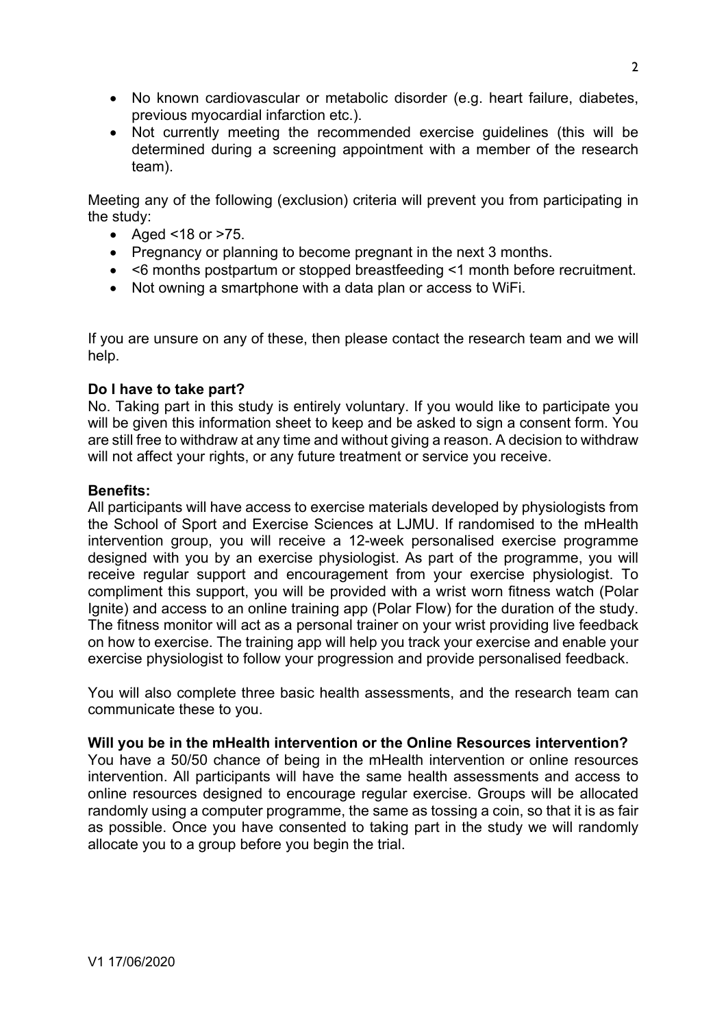- No known cardiovascular or metabolic disorder (e.g. heart failure, diabetes, previous myocardial infarction etc.).
- Not currently meeting the recommended exercise guidelines (this will be determined during a screening appointment with a member of the research team).

Meeting any of the following (exclusion) criteria will prevent you from participating in the study:

- Aged <18 or >75.
- Pregnancy or planning to become pregnant in the next 3 months.
- <6 months postpartum or stopped breastfeeding <1 month before recruitment.
- Not owning a smartphone with a data plan or access to WiFi.

If you are unsure on any of these, then please contact the research team and we will help.

**Do I have to take part?**

No. Taking part in this study is entirely voluntary. If you would like to participate you will be given this information sheet to keep and be asked to sign a consent form. You are still free to withdraw at any time and without giving a reason. A decision to withdraw will not affect your rights, or any future treatment or service you receive.

**Benefits:**

All participants will have access to exercise materials developed by physiologists from the School of Sport and Exercise Sciences at LJMU. If randomised to the mHealth intervention group, you will receive a 12-week personalised exercise programme designed with you by an exercise physiologist. As part of the programme, you will receive regular support and encouragement from your exercise physiologist. To compliment this support, you will be provided with a wrist worn fitness watch (Polar Ignite) and access to an online training app (Polar Flow) for the duration of the study. The fitness monitor will act as a personal trainer on your wrist providing live feedback on how to exercise. The training app will help you track your exercise and enable your exercise physiologist to follow your progression and provide personalised feedback.

You will also complete three basic health assessments, and the research team can communicate these to you.

**Will you be in the mHealth intervention or the Online Resources intervention?**

You have a 50/50 chance of being in the mHealth intervention or online resources intervention. All participants will have the same health assessments and access to online resources designed to encourage regular exercise. Groups will be allocated randomly using a computer programme, the same as tossing a coin, so that it is as fair as possible. Once you have consented to taking part in the study we will randomly allocate you to a group before you begin the trial.

V1 17/06/2020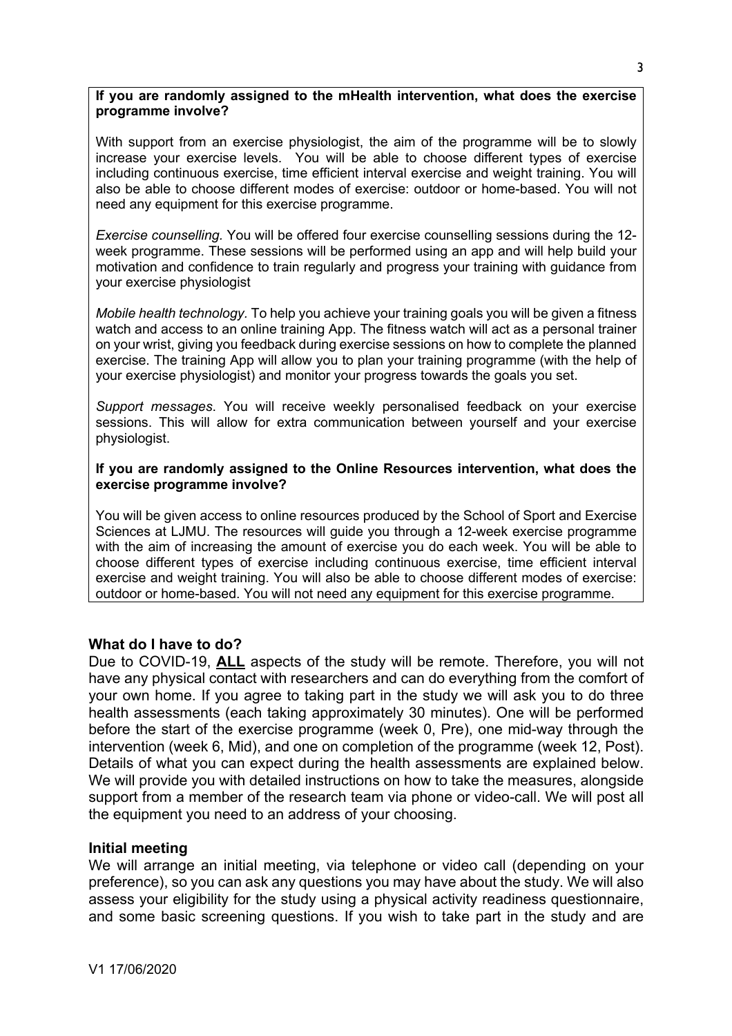**If you are randomly assigned to the mHealth intervention, what does the exercise programme involve?**

With support from an exercise physiologist, the aim of the programme will be to slowly increase your exercise levels. You will be able to choose different types of exercise including continuous exercise, time efficient interval exercise and weight training. You will also be able to choose different modes of exercise: outdoor or home-based. You will not need any equipment for this exercise programme.

*Exercise counselling.* You will be offered four exercise counselling sessions during the 12-week programme. These sessions will be performed using an app and will help build your motivation and confidence to train regularly and progress your training with guidance from your exercise physiologist

*Mobile health technology.* To help you achieve your training goals you will be given a fitness watch and access to an online training App. The fitness watch will act as a personal trainer on your wrist, giving you feedback during exercise sessions on how to complete the planned exercise. The training App will allow you to plan your training programme (with the help of your exercise physiologist) and monitor your progress towards the goals you set.

*Support messages.* You will receive weekly personalised feedback on your exercise sessions. This will allow for extra communication between yourself and your exercise physiologist.

**If you are randomly assigned to the Online Resources intervention, what does the exercise programme involve?**

You will be given access to online resources produced by the School of Sport and Exercise Sciences at LJMU. The resources will guide you through a 12-week exercise programme with the aim of increasing the amount of exercise you do each week. You will be able to choose different types of exercise including continuous exercise, time efficient interval exercise and weight training. You will also be able to choose different modes of exercise: outdoor or home-based. You will not need any equipment for this exercise programme.

## What do I have to do?

Due to COVID-19, **ALL** aspects of the study will be remote. Therefore, you will not have any physical contact with researchers and can do everything from the comfort of your own home. If you agree to taking part in the study we will ask you to do three health assessments (each taking approximately 30 minutes). One will be performed before the start of the exercise programme (week 0, Pre), one mid-way through the intervention (week 6, Mid), and one on completion of the programme (week 12, Post). Details of what you can expect during the health assessments are explained below. We will provide you with detailed instructions on how to take the measures, alongside support from a member of the research team via phone or video-call. We will post all the equipment you need to an address of your choosing.

## Initial meeting

We will arrange an initial meeting, via telephone or video call (depending on your preference), so you can ask any questions you may have about the study. We will also assess your eligibility for the study using a physical activity readiness questionnaire, and some basic screening questions. If you wish to take part in the study and are

V1 17/06/2020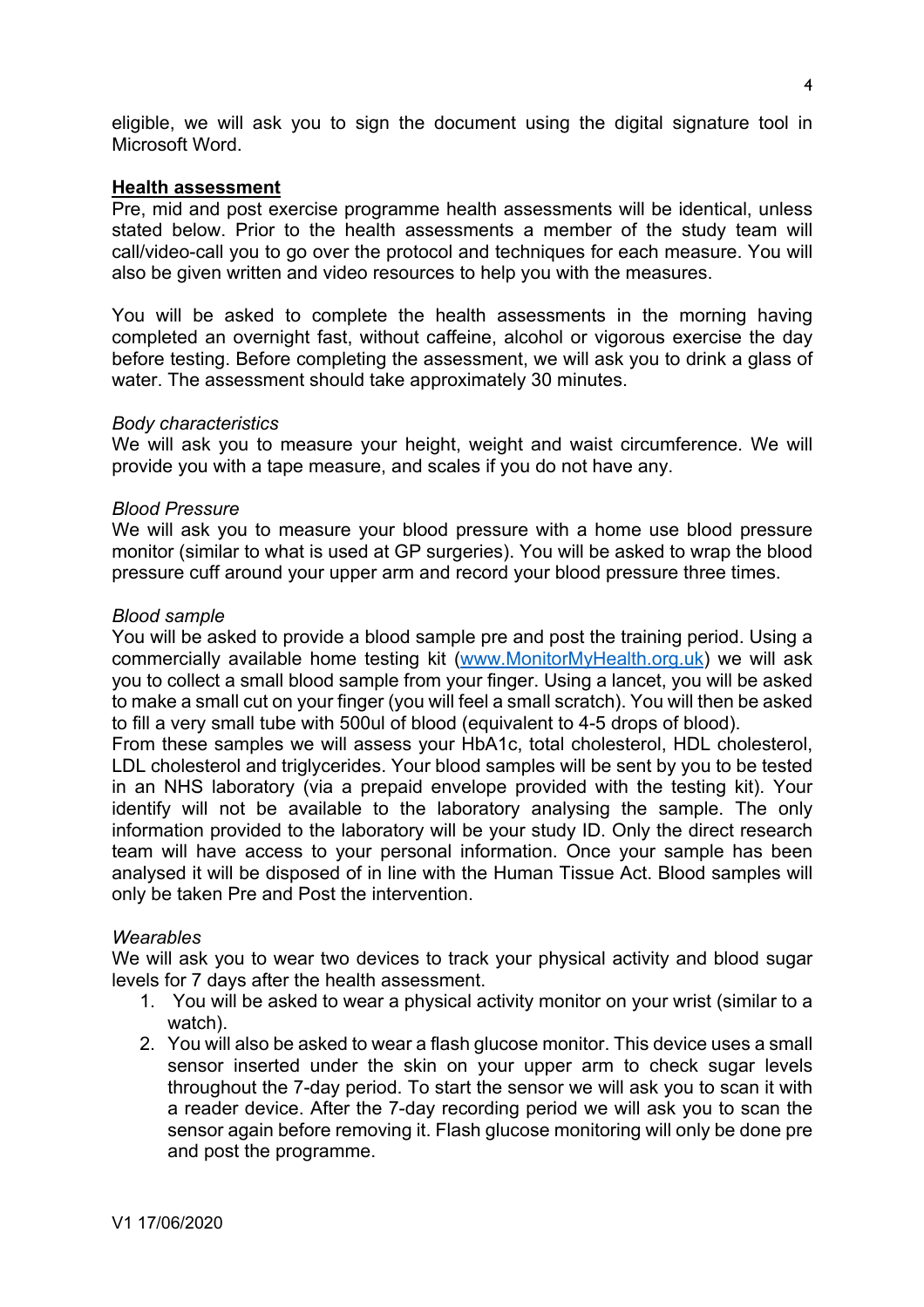eligible, we will ask you to sign the document using the digital signature tool in Microsoft Word.

## Health assessment

Pre, mid and post exercise programme health assessments will be identical, unless stated below. Prior to the health assessments a member of the study team will call/video-call you to go over the protocol and techniques for each measure. You will also be given written and video resources to help you with the measures.

You will be asked to complete the health assessments in the morning having completed an overnight fast, without caffeine, alcohol or vigorous exercise the day before testing. Before completing the assessment, we will ask you to drink a glass of water. The assessment should take approximately 30 minutes.

*Body characteristics*

We will ask you to measure your height, weight and waist circumference. We will provide you with a tape measure, and scales if you do not have any.

*Blood Pressure*

We will ask you to measure your blood pressure with a home use blood pressure monitor (similar to what is used at GP surgeries). You will be asked to wrap the blood pressure cuff around your upper arm and record your blood pressure three times.

*Blood sample*

You will be asked to provide a blood sample pre and post the training period. Using a commercially available home testing kit ([www.MonitorMyHealth.org.uk](www.MonitorMyHealth.org.uk)) we will ask you to collect a small blood sample from your finger. Using a lancet, you will be asked to make a small cut on your finger (you will feel a small scratch). You will then be asked to fill a very small tube with 500ul of blood (equivalent to 4-5 drops of blood).
From these samples we will assess your HbA1c, total cholesterol, HDL cholesterol, LDL cholesterol and triglycerides. Your blood samples will be sent by you to be tested in an NHS laboratory (via a prepaid envelope provided with the testing kit). Your identify will not be available to the laboratory analysing the sample. The only information provided to the laboratory will be your study ID. Only the direct research team will have access to your personal information. Once your sample has been analysed it will be disposed of in line with the Human Tissue Act. Blood samples will only be taken Pre and Post the intervention.

*Wearables*

We will ask you to wear two devices to track your physical activity and blood sugar levels for 7 days after the health assessment.

1. You will be asked to wear a physical activity monitor on your wrist (similar to a watch).
2. You will also be asked to wear a flash glucose monitor. This device uses a small sensor inserted under the skin on your upper arm to check sugar levels throughout the 7-day period. To start the sensor we will ask you to scan it with a reader device. After the 7-day recording period we will ask you to scan the sensor again before removing it. Flash glucose monitoring will only be done pre and post the programme.

V1 17/06/2020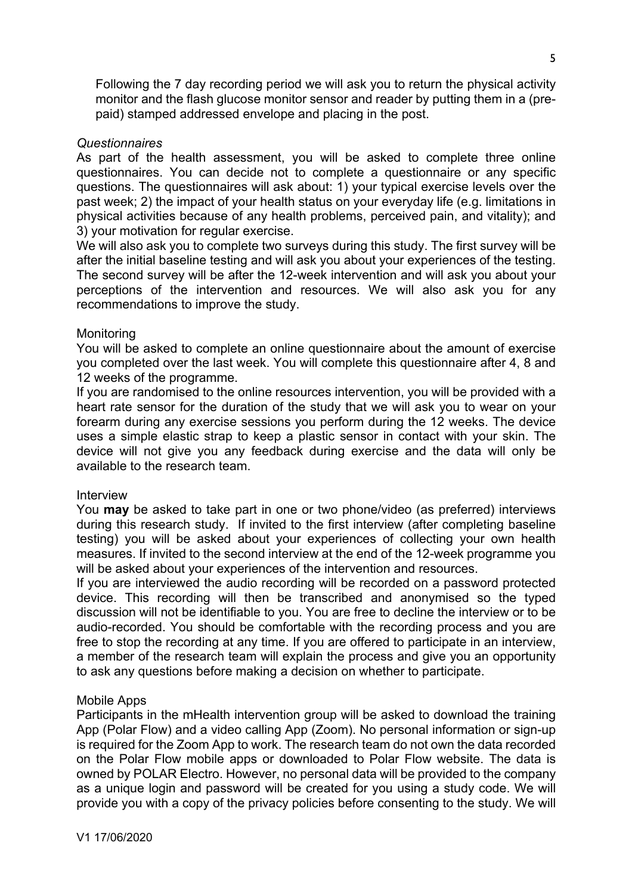Following the 7 day recording period we will ask you to return the physical activity monitor and the flash glucose monitor sensor and reader by putting them in a (pre-paid) stamped addressed envelope and placing in the post.

*Questionnaires*

As part of the health assessment, you will be asked to complete three online questionnaires. You can decide not to complete a questionnaire or any specific questions. The questionnaires will ask about: 1) your typical exercise levels over the past week; 2) the impact of your health status on your everyday life (e.g. limitations in physical activities because of any health problems, perceived pain, and vitality); and 3) your motivation for regular exercise.

We will also ask you to complete two surveys during this study. The first survey will be after the initial baseline testing and will ask you about your experiences of the testing. The second survey will be after the 12-week intervention and will ask you about your perceptions of the intervention and resources. We will also ask you for any recommendations to improve the study.

Monitoring

You will be asked to complete an online questionnaire about the amount of exercise you completed over the last week. You will complete this questionnaire after 4, 8 and 12 weeks of the programme.

If you are randomised to the online resources intervention, you will be provided with a heart rate sensor for the duration of the study that we will ask you to wear on your forearm during any exercise sessions you perform during the 12 weeks. The device uses a simple elastic strap to keep a plastic sensor in contact with your skin. The device will not give you any feedback during exercise and the data will only be available to the research team.

Interview

You **may** be asked to take part in one or two phone/video (as preferred) interviews during this research study. If invited to the first interview (after completing baseline testing) you will be asked about your experiences of collecting your own health measures. If invited to the second interview at the end of the 12-week programme you will be asked about your experiences of the intervention and resources.

If you are interviewed the audio recording will be recorded on a password protected device. This recording will then be transcribed and anonymised so the typed discussion will not be identifiable to you. You are free to decline the interview or to be audio-recorded. You should be comfortable with the recording process and you are free to stop the recording at any time. If you are offered to participate in an interview, a member of the research team will explain the process and give you an opportunity to ask any questions before making a decision on whether to participate.

Mobile Apps

Participants in the mHealth intervention group will be asked to download the training App (Polar Flow) and a video calling App (Zoom). No personal information or sign-up is required for the Zoom App to work. The research team do not own the data recorded on the Polar Flow mobile apps or downloaded to Polar Flow website. The data is owned by POLAR Electro. However, no personal data will be provided to the company as a unique login and password will be created for you using a study code. We will provide you with a copy of the privacy policies before consenting to the study. We will

V1 17/06/2020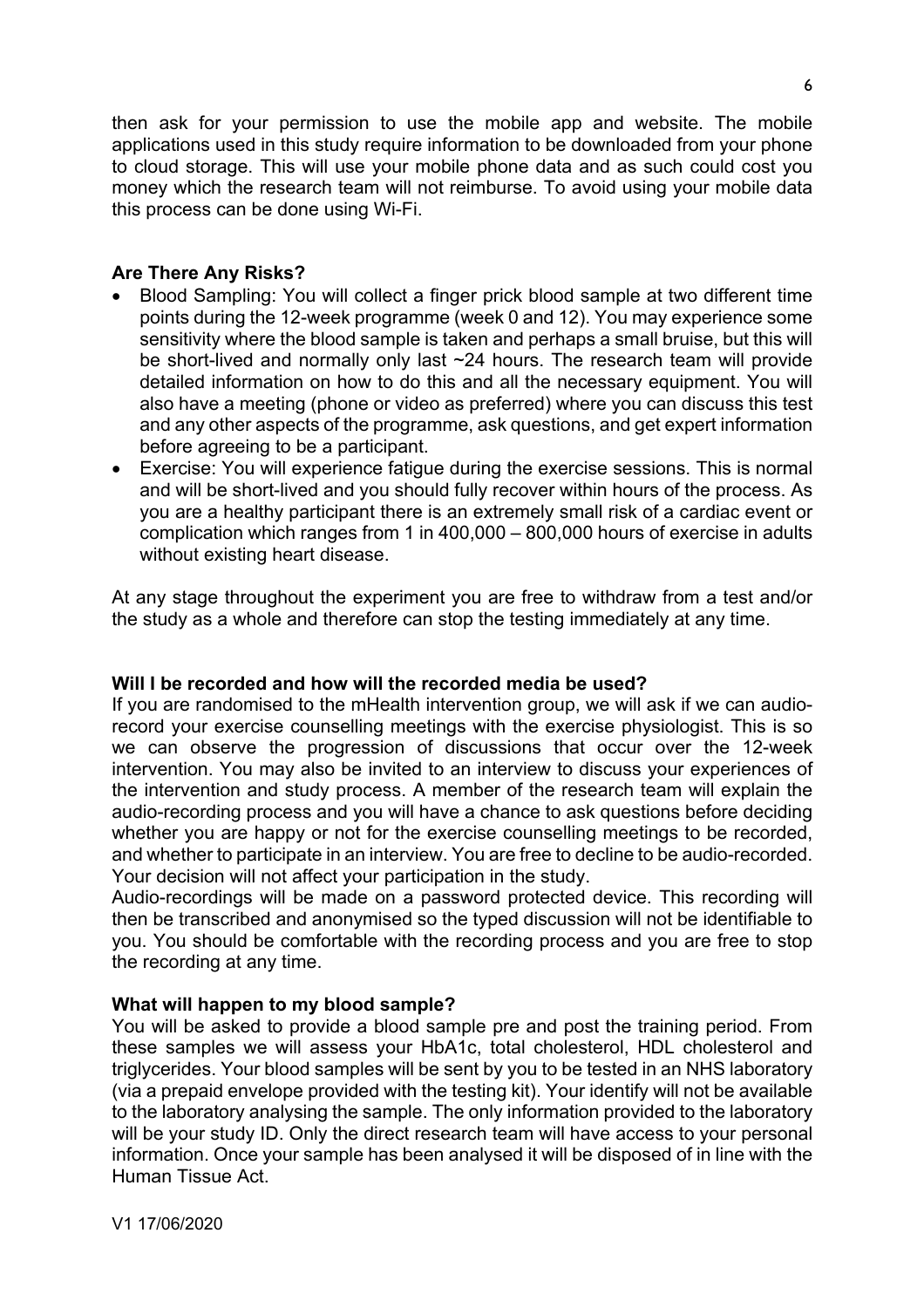then ask for your permission to use the mobile app and website. The mobile applications used in this study require information to be downloaded from your phone to cloud storage. This will use your mobile phone data and as such could cost you money which the research team will not reimburse. To avoid using your mobile data this process can be done using Wi-Fi.

**Are There Any Risks?**

- Blood Sampling: You will collect a finger prick blood sample at two different time points during the 12-week programme (week 0 and 12). You may experience some sensitivity where the blood sample is taken and perhaps a small bruise, but this will be short-lived and normally only last ~24 hours. The research team will provide detailed information on how to do this and all the necessary equipment. You will also have a meeting (phone or video as preferred) where you can discuss this test and any other aspects of the programme, ask questions, and get expert information before agreeing to be a participant.
- Exercise: You will experience fatigue during the exercise sessions. This is normal and will be short-lived and you should fully recover within hours of the process. As you are a healthy participant there is an extremely small risk of a cardiac event or complication which ranges from 1 in 400,000 – 800,000 hours of exercise in adults without existing heart disease.

At any stage throughout the experiment you are free to withdraw from a test and/or the study as a whole and therefore can stop the testing immediately at any time.

**Will I be recorded and how will the recorded media be used?**

If you are randomised to the mHealth intervention group, we will ask if we can audio-record your exercise counselling meetings with the exercise physiologist. This is so we can observe the progression of discussions that occur over the 12-week intervention. You may also be invited to an interview to discuss your experiences of the intervention and study process. A member of the research team will explain the audio-recording process and you will have a chance to ask questions before deciding whether you are happy or not for the exercise counselling meetings to be recorded, and whether to participate in an interview. You are free to decline to be audio-recorded. Your decision will not affect your participation in the study.

Audio-recordings will be made on a password protected device. This recording will then be transcribed and anonymised so the typed discussion will not be identifiable to you. You should be comfortable with the recording process and you are free to stop the recording at any time.

**What will happen to my blood sample?**

You will be asked to provide a blood sample pre and post the training period. From these samples we will assess your HbA1c, total cholesterol, HDL cholesterol and triglycerides. Your blood samples will be sent by you to be tested in an NHS laboratory (via a prepaid envelope provided with the testing kit). Your identify will not be available to the laboratory analysing the sample. The only information provided to the laboratory will be your study ID. Only the direct research team will have access to your personal information. Once your sample has been analysed it will be disposed of in line with the Human Tissue Act.

V1 17/06/2020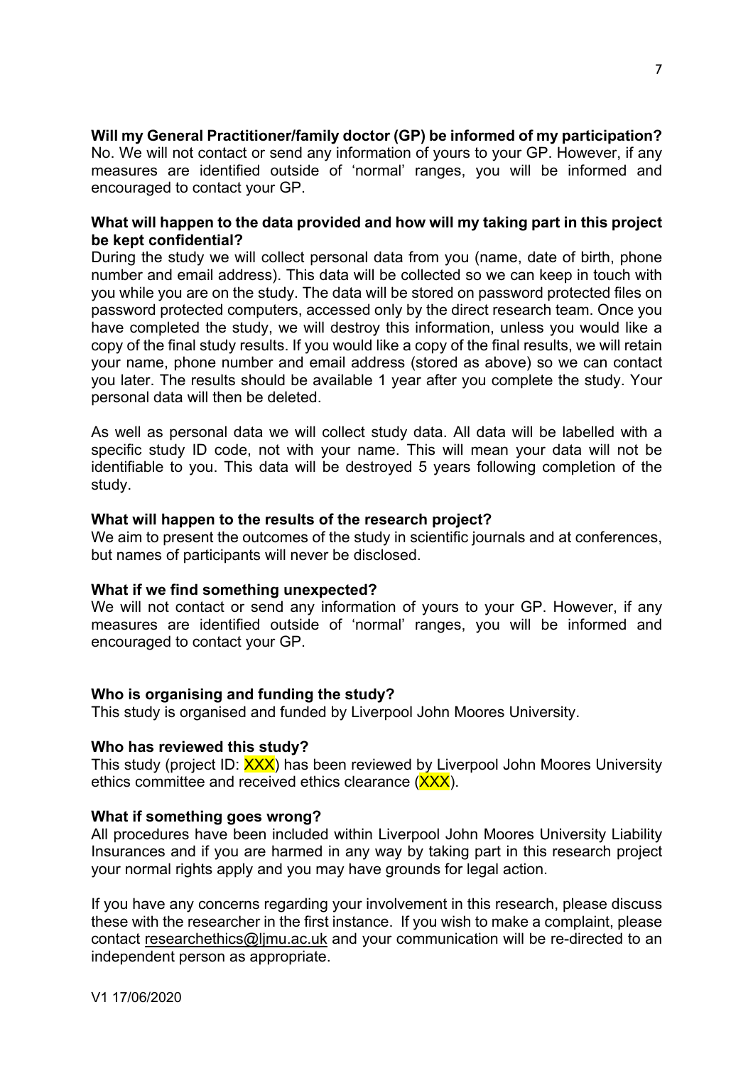**Will my General Practitioner/family doctor (GP) be informed of my participation?**
No. We will not contact or send any information of yours to your GP. However, if any measures are identified outside of 'normal' ranges, you will be informed and encouraged to contact your GP.

**What will happen to the data provided and how will my taking part in this project be kept confidential?**
During the study we will collect personal data from you (name, date of birth, phone number and email address). This data will be collected so we can keep in touch with you while you are on the study. The data will be stored on password protected files on password protected computers, accessed only by the direct research team. Once you have completed the study, we will destroy this information, unless you would like a copy of the final study results. If you would like a copy of the final results, we will retain your name, phone number and email address (stored as above) so we can contact you later. The results should be available 1 year after you complete the study. Your personal data will then be deleted.

As well as personal data we will collect study data. All data will be labelled with a specific study ID code, not with your name. This will mean your data will not be identifiable to you. This data will be destroyed 5 years following completion of the study.

**What will happen to the results of the research project?**
We aim to present the outcomes of the study in scientific journals and at conferences, but names of participants will never be disclosed.

**What if we find something unexpected?**
We will not contact or send any information of yours to your GP. However, if any measures are identified outside of 'normal' ranges, you will be informed and encouraged to contact your GP.

**Who is organising and funding the study?**
This study is organised and funded by Liverpool John Moores University.

**Who has reviewed this study?**
This study (project ID: XXX) has been reviewed by Liverpool John Moores University ethics committee and received ethics clearance (XXX).

**What if something goes wrong?**
All procedures have been included within Liverpool John Moores University Liability Insurances and if you are harmed in any way by taking part in this research project your normal rights apply and you may have grounds for legal action.

If you have any concerns regarding your involvement in this research, please discuss these with the researcher in the first instance. If you wish to make a complaint, please contact researchethics@ljmu.ac.uk and your communication will be re-directed to an independent person as appropriate.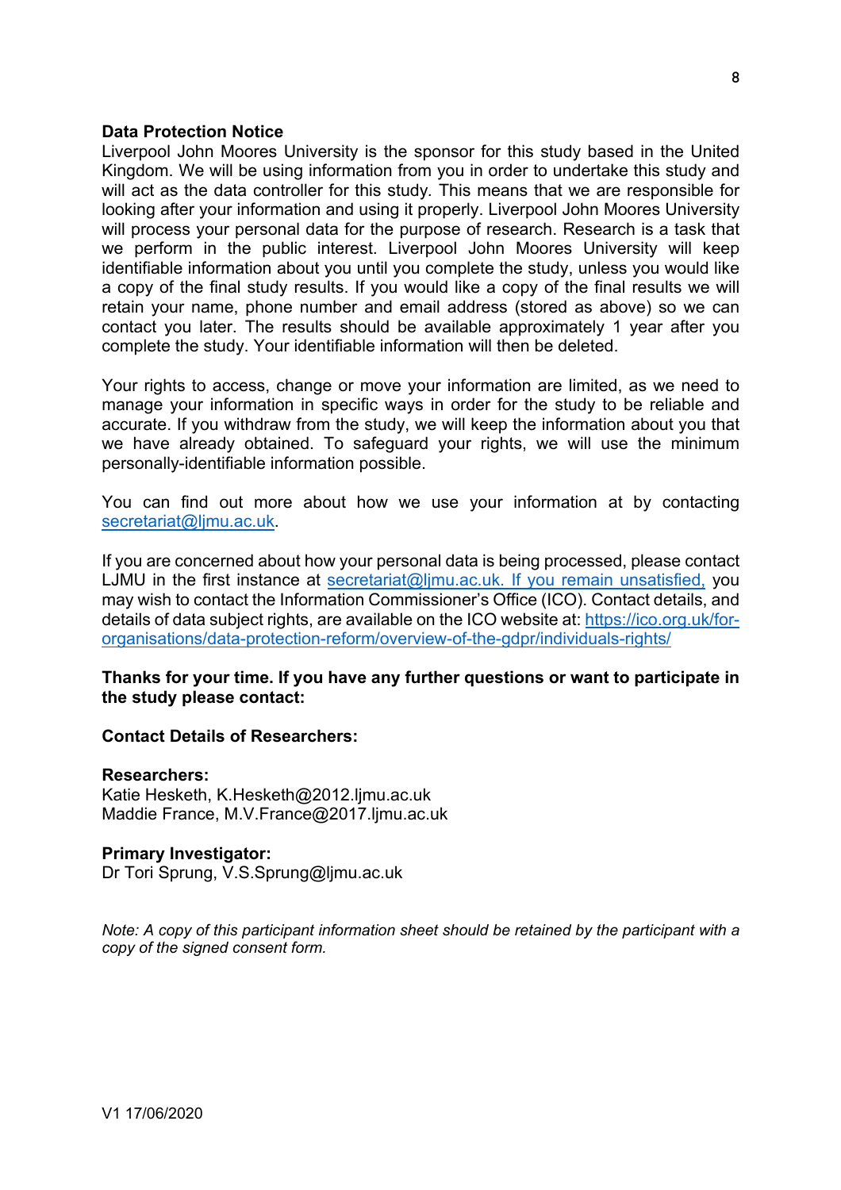**Data Protection Notice**

Liverpool John Moores University is the sponsor for this study based in the United Kingdom. We will be using information from you in order to undertake this study and will act as the data controller for this study. This means that we are responsible for looking after your information and using it properly. Liverpool John Moores University will process your personal data for the purpose of research. Research is a task that we perform in the public interest. Liverpool John Moores University will keep identifiable information about you until you complete the study, unless you would like a copy of the final study results. If you would like a copy of the final results we will retain your name, phone number and email address (stored as above) so we can contact you later. The results should be available approximately 1 year after you complete the study. Your identifiable information will then be deleted.

Your rights to access, change or move your information are limited, as we need to manage your information in specific ways in order for the study to be reliable and accurate. If you withdraw from the study, we will keep the information about you that we have already obtained. To safeguard your rights, we will use the minimum personally-identifiable information possible.

You can find out more about how we use your information at by contacting secretariat@ljmu.ac.uk.

If you are concerned about how your personal data is being processed, please contact LJMU in the first instance at secretariat@ljmu.ac.uk. If you remain unsatisfied, you may wish to contact the Information Commissioner's Office (ICO). Contact details, and details of data subject rights, are available on the ICO website at: https://ico.org.uk/for-organisations/data-protection-reform/overview-of-the-gdpr/individuals-rights/

**Thanks for your time. If you have any further questions or want to participate in the study please contact:**

**Contact Details of Researchers:**

**Researchers:**
Katie Hesketh, K.Hesketh@2012.ljmu.ac.uk
Maddie France, M.V.France@2017.ljmu.ac.uk

**Primary Investigator:**
Dr Tori Sprung, V.S.Sprung@ljmu.ac.uk

*Note: A copy of this participant information sheet should be retained by the participant with a copy of the signed consent form.*

V1 17/06/2020